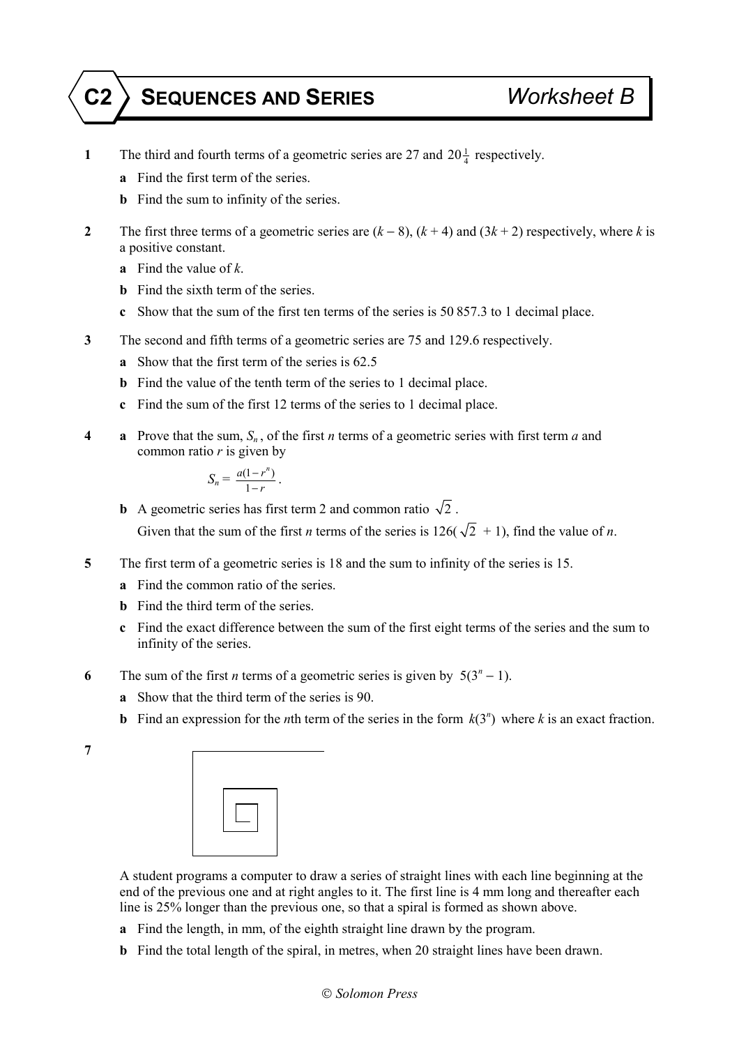# C2 SEQUENCES AND SERIES — Worksheet B

**1** The third and fourth terms of a geometric series are 27 and $20\frac{1}{4}$ respectively.

**a** Find the first term of the series.

**b** Find the sum to infinity of the series.

**2** The first three terms of a geometric series are $(k - 8)$, $(k + 4)$ and $(3k + 2)$ respectively, where $k$ is a positive constant.

**a** Find the value of $k$.

**b** Find the sixth term of the series.

**c** Show that the sum of the first ten terms of the series is 50 857.3 to 1 decimal place.

**3** The second and fifth terms of a geometric series are 75 and 129.6 respectively.

**a** Show that the first term of the series is 62.5

**b** Find the value of the tenth term of the series to 1 decimal place.

**c** Find the sum of the first 12 terms of the series to 1 decimal place.

**4** **a** Prove that the sum, $S_n$, of the first $n$ terms of a geometric series with first term $a$ and common ratio $r$ is given by

$$S_n = \frac{a(1-r^n)}{1-r}.$$

**b** A geometric series has first term 2 and common ratio $\sqrt{2}$.
Given that the sum of the first $n$ terms of the series is $126(\sqrt{2} + 1)$, find the value of $n$.

**5** The first term of a geometric series is 18 and the sum to infinity of the series is 15.

**a** Find the common ratio of the series.

**b** Find the third term of the series.

**c** Find the exact difference between the sum of the first eight terms of the series and the sum to infinity of the series.

**6** The sum of the first $n$ terms of a geometric series is given by $5(3^n - 1)$.

**a** Show that the third term of the series is 90.

**b** Find an expression for the $n$th term of the series in the form $k(3^n)$ where $k$ is an exact fraction.

**7**

A student programs a computer to draw a series of straight lines with each line beginning at the end of the previous one and at right angles to it. The first line is 4 mm long and thereafter each line is 25% longer than the previous one, so that a spiral is formed as shown above.

**a** Find the length, in mm, of the eighth straight line drawn by the program.

**b** Find the total length of the spiral, in metres, when 20 straight lines have been drawn.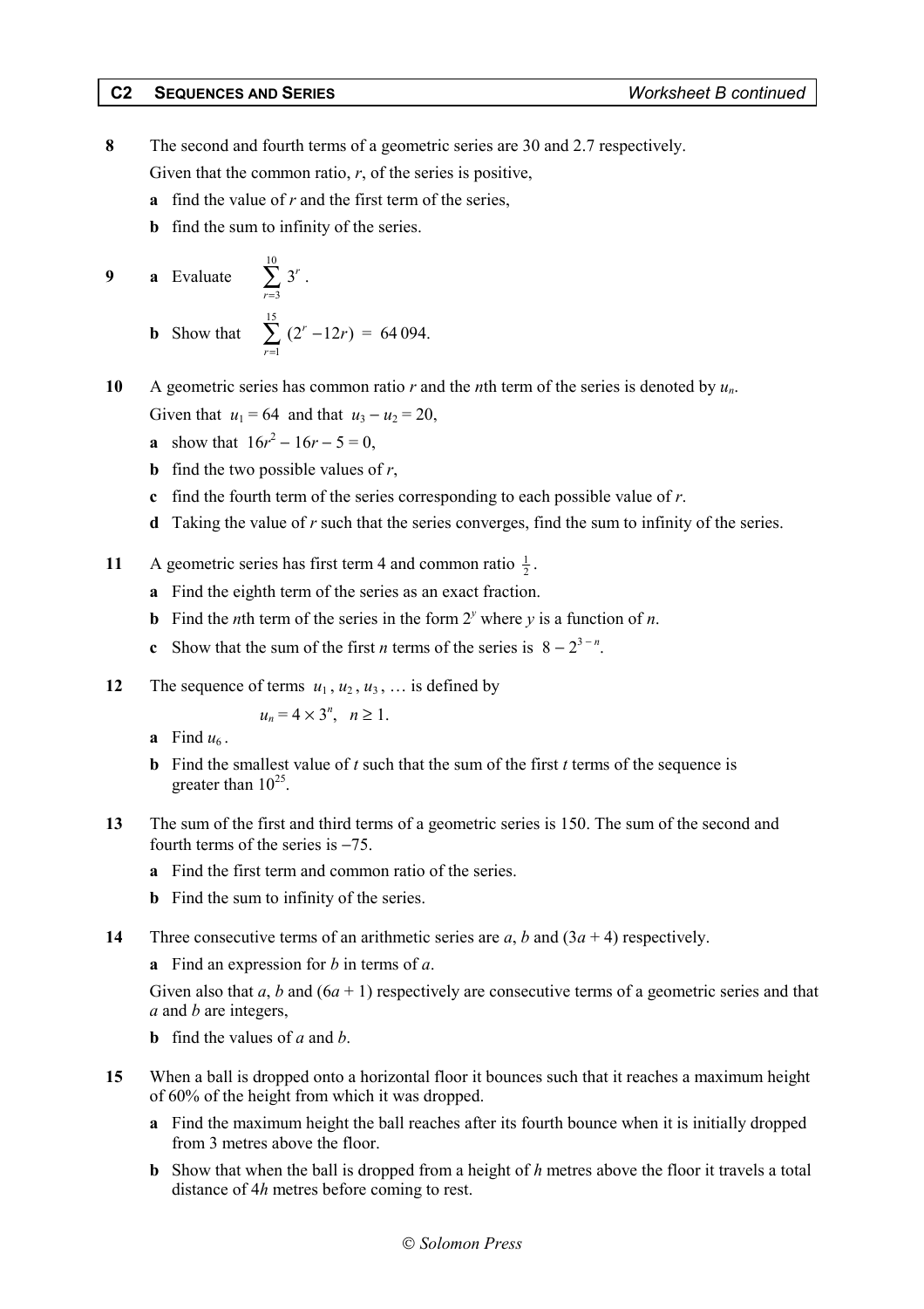**8** The second and fourth terms of a geometric series are 30 and 2.7 respectively.

Given that the common ratio, $r$, of the series is positive,

**a** find the value of $r$ and the first term of the series,

**b** find the sum to infinity of the series.

**9** **a** Evaluate $\sum_{r=3}^{10} 3^r$.

**b** Show that $\sum_{r=1}^{15} (2^r - 12r) = 64\,094$.

**10** A geometric series has common ratio $r$ and the $n$th term of the series is denoted by $u_n$.

Given that $u_1 = 64$ and that $u_3 - u_2 = 20$,

**a** show that $16r^2 - 16r - 5 = 0$,

**b** find the two possible values of $r$,

**c** find the fourth term of the series corresponding to each possible value of $r$.

**d** Taking the value of $r$ such that the series converges, find the sum to infinity of the series.

**11** A geometric series has first term 4 and common ratio $\frac{1}{2}$.

**a** Find the eighth term of the series as an exact fraction.

**b** Find the $n$th term of the series in the form $2^y$ where $y$ is a function of $n$.

**c** Show that the sum of the first $n$ terms of the series is $8 - 2^{3-n}$.

**12** The sequence of terms $u_1, u_2, u_3, \ldots$ is defined by

$$u_n = 4 \times 3^n, \quad n \geq 1.$$

**a** Find $u_6$.

**b** Find the smallest value of $t$ such that the sum of the first $t$ terms of the sequence is greater than $10^{25}$.

**13** The sum of the first and third terms of a geometric series is 150. The sum of the second and fourth terms of the series is $-75$.

**a** Find the first term and common ratio of the series.

**b** Find the sum to infinity of the series.

**14** Three consecutive terms of an arithmetic series are $a$, $b$ and $(3a + 4)$ respectively.

**a** Find an expression for $b$ in terms of $a$.

Given also that $a$, $b$ and $(6a + 1)$ respectively are consecutive terms of a geometric series and that $a$ and $b$ are integers,

**b** find the values of $a$ and $b$.

**15** When a ball is dropped onto a horizontal floor it bounces such that it reaches a maximum height of 60% of the height from which it was dropped.

**a** Find the maximum height the ball reaches after its fourth bounce when it is initially dropped from 3 metres above the floor.

**b** Show that when the ball is dropped from a height of $h$ metres above the floor it travels a total distance of $4h$ metres before coming to rest.